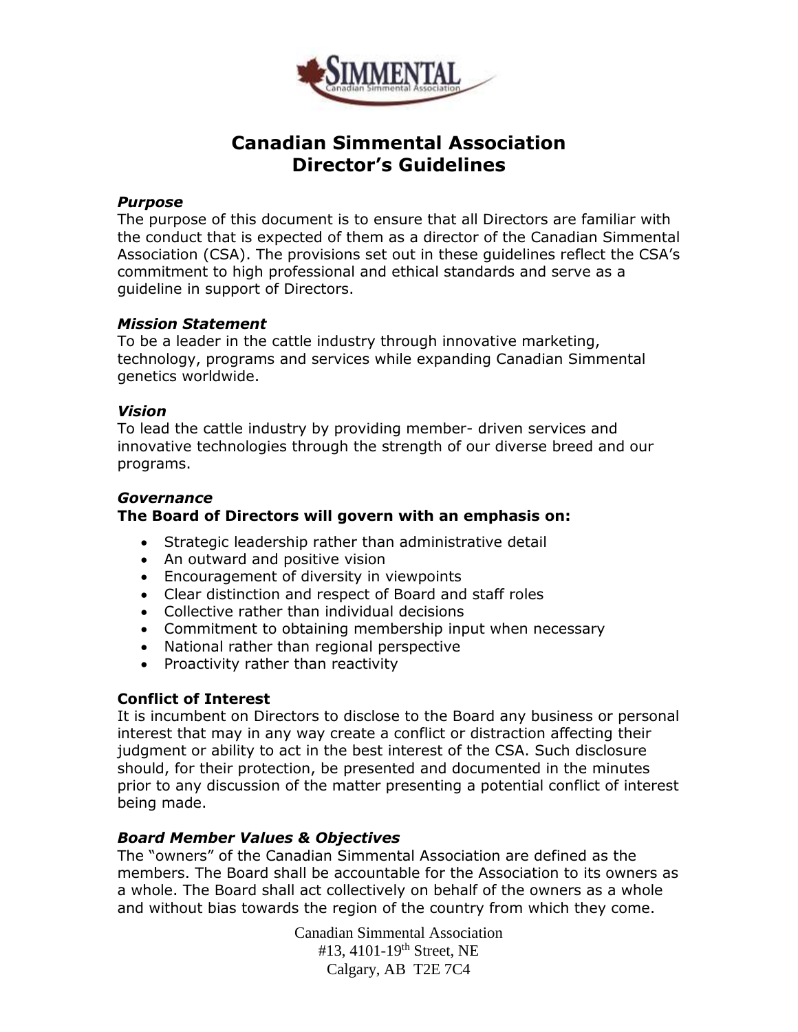# Canadian Simmental Association
# Director's Guidelines

***Purpose***

The purpose of this document is to ensure that all Directors are familiar with the conduct that is expected of them as a director of the Canadian Simmental Association (CSA). The provisions set out in these guidelines reflect the CSA's commitment to high professional and ethical standards and serve as a guideline in support of Directors.

***Mission Statement***

To be a leader in the cattle industry through innovative marketing, technology, programs and services while expanding Canadian Simmental genetics worldwide.

***Vision***

To lead the cattle industry by providing member- driven services and innovative technologies through the strength of our diverse breed and our programs.

***Governance***

**The Board of Directors will govern with an emphasis on:**

- Strategic leadership rather than administrative detail
- An outward and positive vision
- Encouragement of diversity in viewpoints
- Clear distinction and respect of Board and staff roles
- Collective rather than individual decisions
- Commitment to obtaining membership input when necessary
- National rather than regional perspective
- Proactivity rather than reactivity

**Conflict of Interest**

It is incumbent on Directors to disclose to the Board any business or personal interest that may in any way create a conflict or distraction affecting their judgment or ability to act in the best interest of the CSA. Such disclosure should, for their protection, be presented and documented in the minutes prior to any discussion of the matter presenting a potential conflict of interest being made.

***Board Member Values & Objectives***

The "owners" of the Canadian Simmental Association are defined as the members. The Board shall be accountable for the Association to its owners as a whole. The Board shall act collectively on behalf of the owners as a whole and without bias towards the region of the country from which they come.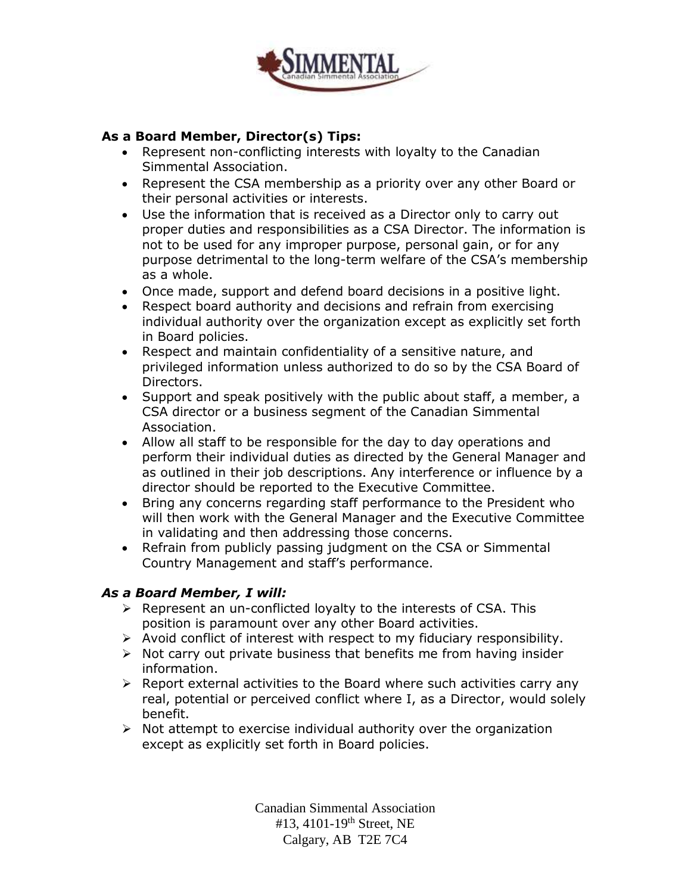**As a Board Member, Director(s) Tips:**

- Represent non-conflicting interests with loyalty to the Canadian Simmental Association.
- Represent the CSA membership as a priority over any other Board or their personal activities or interests.
- Use the information that is received as a Director only to carry out proper duties and responsibilities as a CSA Director. The information is not to be used for any improper purpose, personal gain, or for any purpose detrimental to the long-term welfare of the CSA's membership as a whole.
- Once made, support and defend board decisions in a positive light.
- Respect board authority and decisions and refrain from exercising individual authority over the organization except as explicitly set forth in Board policies.
- Respect and maintain confidentiality of a sensitive nature, and privileged information unless authorized to do so by the CSA Board of Directors.
- Support and speak positively with the public about staff, a member, a CSA director or a business segment of the Canadian Simmental Association.
- Allow all staff to be responsible for the day to day operations and perform their individual duties as directed by the General Manager and as outlined in their job descriptions. Any interference or influence by a director should be reported to the Executive Committee.
- Bring any concerns regarding staff performance to the President who will then work with the General Manager and the Executive Committee in validating and then addressing those concerns.
- Refrain from publicly passing judgment on the CSA or Simmental Country Management and staff's performance.

***As a Board Member, I will:***

- Represent an un-conflicted loyalty to the interests of CSA. This position is paramount over any other Board activities.
- Avoid conflict of interest with respect to my fiduciary responsibility.
- Not carry out private business that benefits me from having insider information.
- Report external activities to the Board where such activities carry any real, potential or perceived conflict where I, as a Director, would solely benefit.
- Not attempt to exercise individual authority over the organization except as explicitly set forth in Board policies.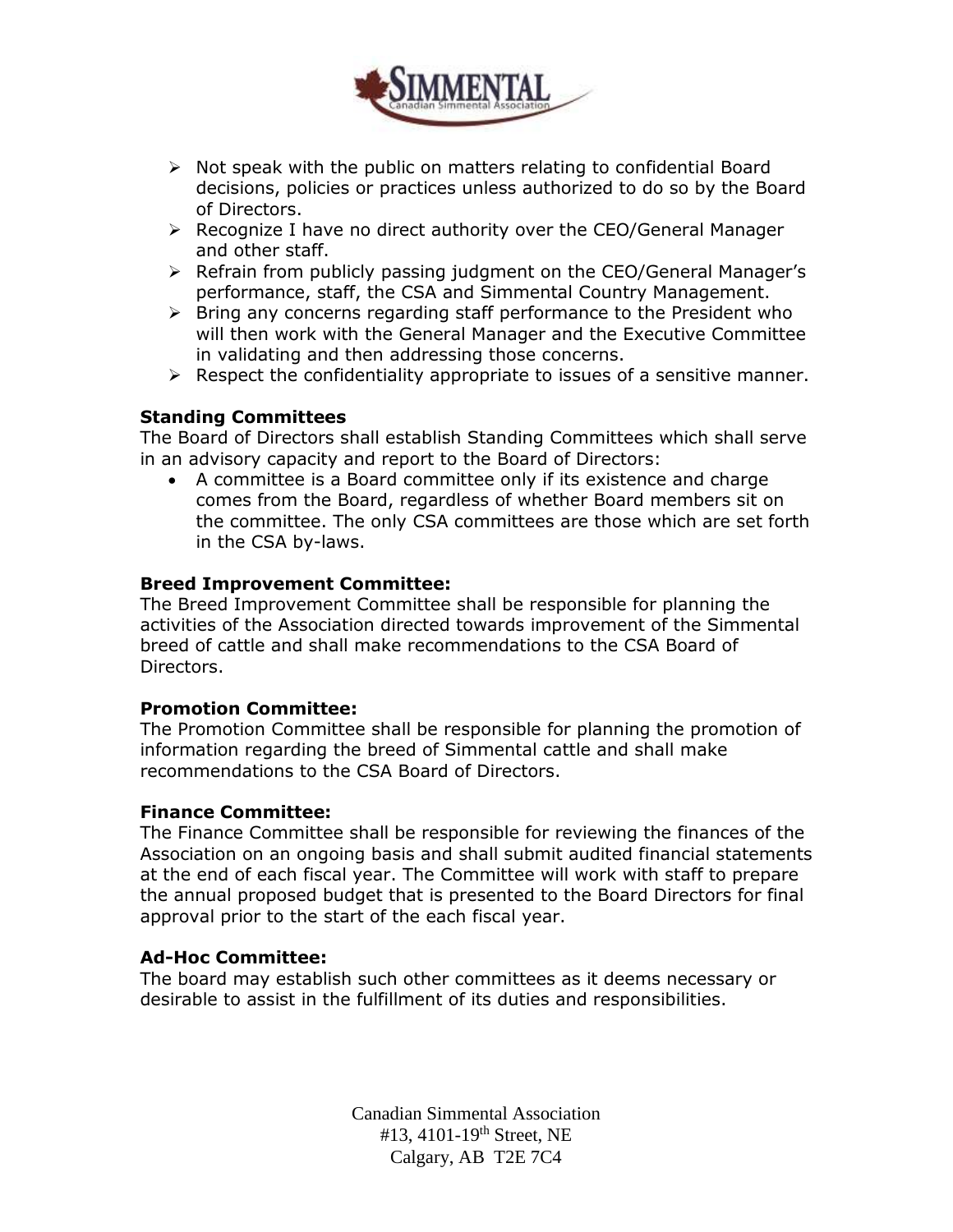- Not speak with the public on matters relating to confidential Board decisions, policies or practices unless authorized to do so by the Board of Directors.
- Recognize I have no direct authority over the CEO/General Manager and other staff.
- Refrain from publicly passing judgment on the CEO/General Manager's performance, staff, the CSA and Simmental Country Management.
- Bring any concerns regarding staff performance to the President who will then work with the General Manager and the Executive Committee in validating and then addressing those concerns.
- Respect the confidentiality appropriate to issues of a sensitive manner.

**Standing Committees**

The Board of Directors shall establish Standing Committees which shall serve in an advisory capacity and report to the Board of Directors:

- A committee is a Board committee only if its existence and charge comes from the Board, regardless of whether Board members sit on the committee. The only CSA committees are those which are set forth in the CSA by-laws.

**Breed Improvement Committee:**

The Breed Improvement Committee shall be responsible for planning the activities of the Association directed towards improvement of the Simmental breed of cattle and shall make recommendations to the CSA Board of Directors.

**Promotion Committee:**

The Promotion Committee shall be responsible for planning the promotion of information regarding the breed of Simmental cattle and shall make recommendations to the CSA Board of Directors.

**Finance Committee:**

The Finance Committee shall be responsible for reviewing the finances of the Association on an ongoing basis and shall submit audited financial statements at the end of each fiscal year. The Committee will work with staff to prepare the annual proposed budget that is presented to the Board Directors for final approval prior to the start of the each fiscal year.

**Ad-Hoc Committee:**

The board may establish such other committees as it deems necessary or desirable to assist in the fulfillment of its duties and responsibilities.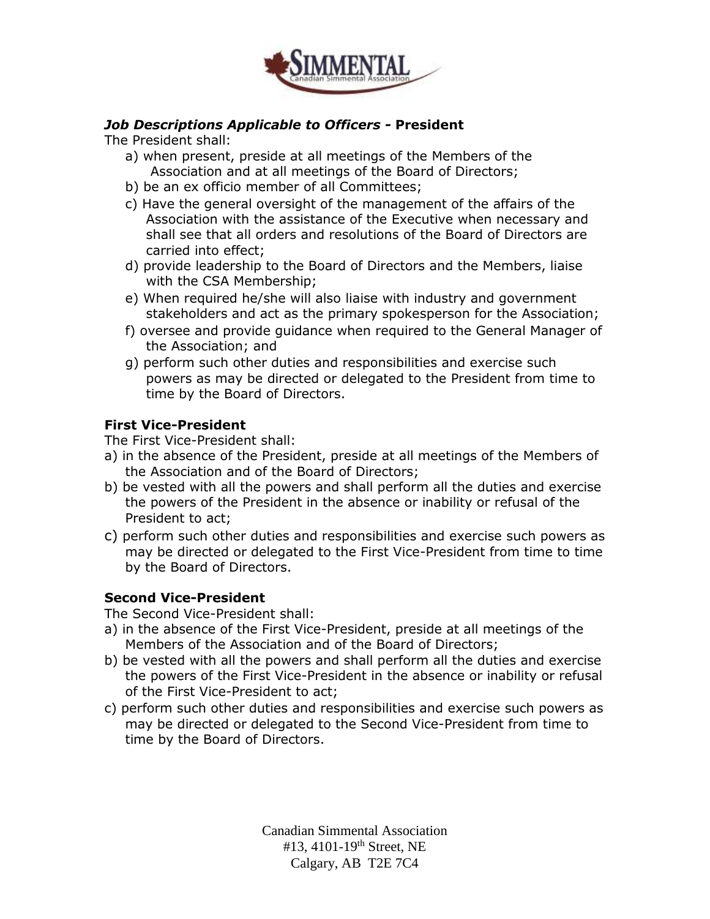***Job Descriptions Applicable to Officers* - President**

The President shall:

a) when present, preside at all meetings of the Members of the Association and at all meetings of the Board of Directors;
b) be an ex officio member of all Committees;
c) Have the general oversight of the management of the affairs of the Association with the assistance of the Executive when necessary and shall see that all orders and resolutions of the Board of Directors are carried into effect;
d) provide leadership to the Board of Directors and the Members, liaise with the CSA Membership;
e) When required he/she will also liaise with industry and government stakeholders and act as the primary spokesperson for the Association;
f) oversee and provide guidance when required to the General Manager of the Association; and
g) perform such other duties and responsibilities and exercise such powers as may be directed or delegated to the President from time to time by the Board of Directors.

**First Vice-President**

The First Vice-President shall:

a) in the absence of the President, preside at all meetings of the Members of the Association and of the Board of Directors;
b) be vested with all the powers and shall perform all the duties and exercise the powers of the President in the absence or inability or refusal of the President to act;
c) perform such other duties and responsibilities and exercise such powers as may be directed or delegated to the First Vice-President from time to time by the Board of Directors.

**Second Vice-President**

The Second Vice-President shall:

a) in the absence of the First Vice-President, preside at all meetings of the Members of the Association and of the Board of Directors;
b) be vested with all the powers and shall perform all the duties and exercise the powers of the First Vice-President in the absence or inability or refusal of the First Vice-President to act;
c) perform such other duties and responsibilities and exercise such powers as may be directed or delegated to the Second Vice-President from time to time by the Board of Directors.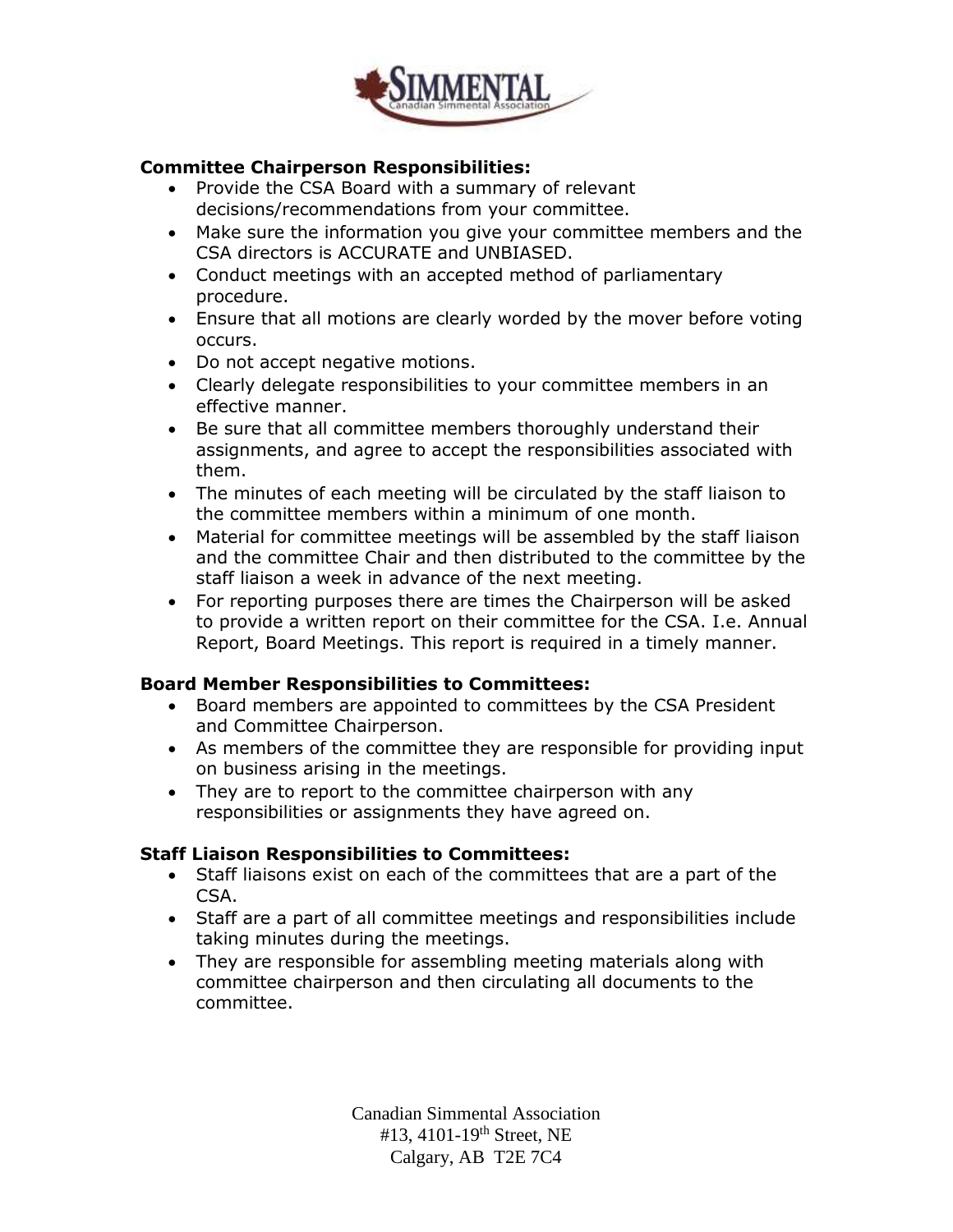**Committee Chairperson Responsibilities:**

- Provide the CSA Board with a summary of relevant decisions/recommendations from your committee.
- Make sure the information you give your committee members and the CSA directors is ACCURATE and UNBIASED.
- Conduct meetings with an accepted method of parliamentary procedure.
- Ensure that all motions are clearly worded by the mover before voting occurs.
- Do not accept negative motions.
- Clearly delegate responsibilities to your committee members in an effective manner.
- Be sure that all committee members thoroughly understand their assignments, and agree to accept the responsibilities associated with them.
- The minutes of each meeting will be circulated by the staff liaison to the committee members within a minimum of one month.
- Material for committee meetings will be assembled by the staff liaison and the committee Chair and then distributed to the committee by the staff liaison a week in advance of the next meeting.
- For reporting purposes there are times the Chairperson will be asked to provide a written report on their committee for the CSA. I.e. Annual Report, Board Meetings. This report is required in a timely manner.

**Board Member Responsibilities to Committees:**

- Board members are appointed to committees by the CSA President and Committee Chairperson.
- As members of the committee they are responsible for providing input on business arising in the meetings.
- They are to report to the committee chairperson with any responsibilities or assignments they have agreed on.

**Staff Liaison Responsibilities to Committees:**

- Staff liaisons exist on each of the committees that are a part of the CSA.
- Staff are a part of all committee meetings and responsibilities include taking minutes during the meetings.
- They are responsible for assembling meeting materials along with committee chairperson and then circulating all documents to the committee.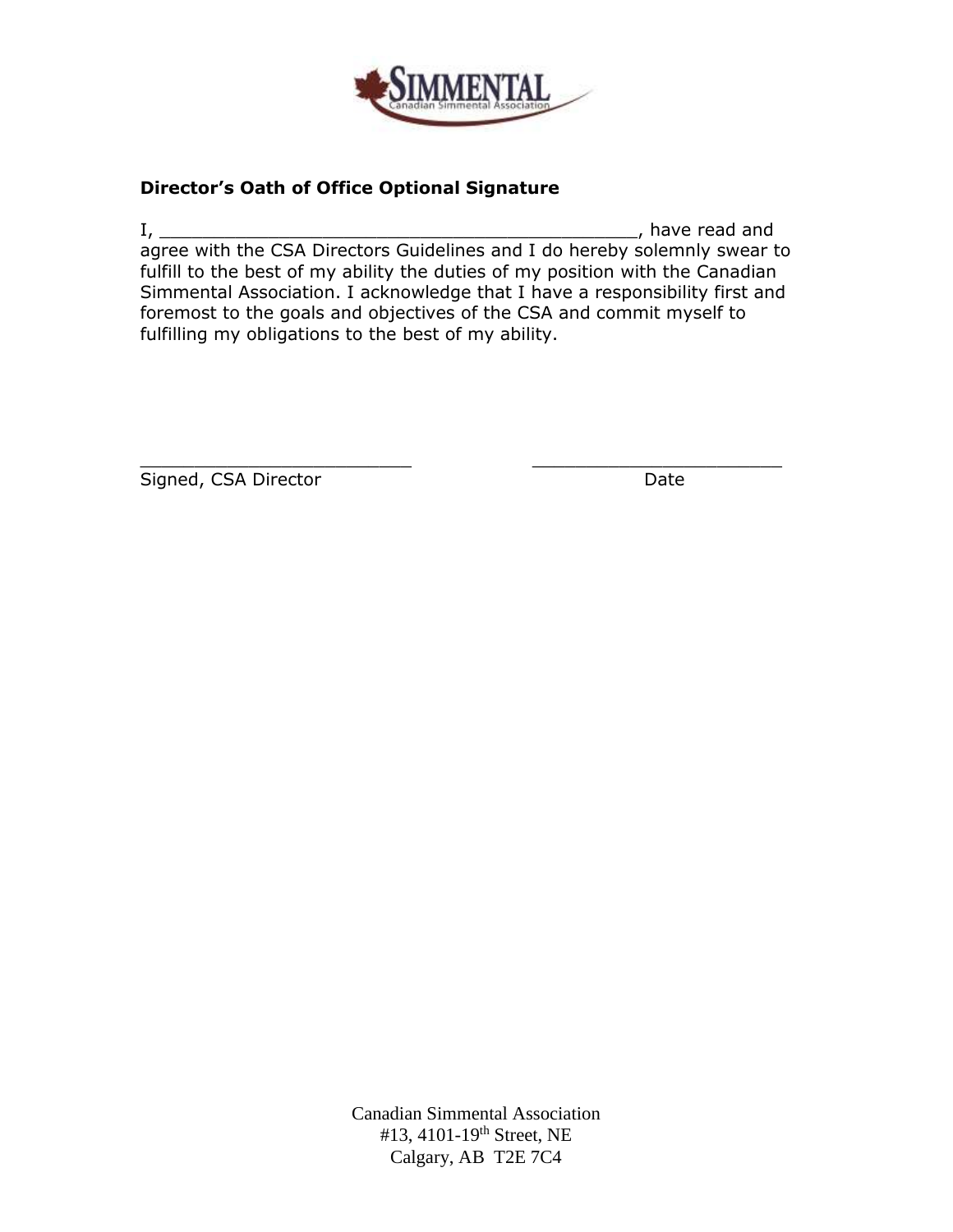**Director's Oath of Office Optional Signature**

I, ____________________________________________, have read and agree with the CSA Directors Guidelines and I do hereby solemnly swear to fulfill to the best of my ability the duties of my position with the Canadian Simmental Association. I acknowledge that I have a responsibility first and foremost to the goals and objectives of the CSA and commit myself to fulfilling my obligations to the best of my ability.

_________________________ _______________________

Signed, CSA Director Date

Canadian Simmental Association
#13, 4101-19th Street, NE
Calgary, AB T2E 7C4